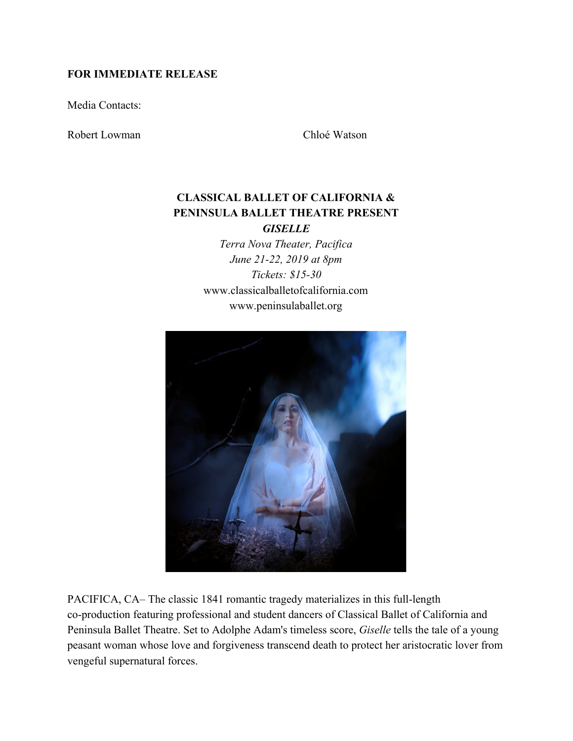**FOR IMMEDIATE RELEASE**

Media Contacts:

Robert Lowman

Chloé Watson

**CLASSICAL BALLET OF CALIFORNIA & PENINSULA BALLET THEATRE PRESENT**

***GISELLE***

*Terra Nova Theater, Pacifica*
*June 21-22, 2019 at 8pm*
*Tickets: $15-30*
www.classicalballetofcalifornia.com
www.peninsulaballet.org

PACIFICA, CA– The classic 1841 romantic tragedy materializes in this full-length co-production featuring professional and student dancers of Classical Ballet of California and Peninsula Ballet Theatre. Set to Adolphe Adam's timeless score, *Giselle* tells the tale of a young peasant woman whose love and forgiveness transcend death to protect her aristocratic lover from vengeful supernatural forces.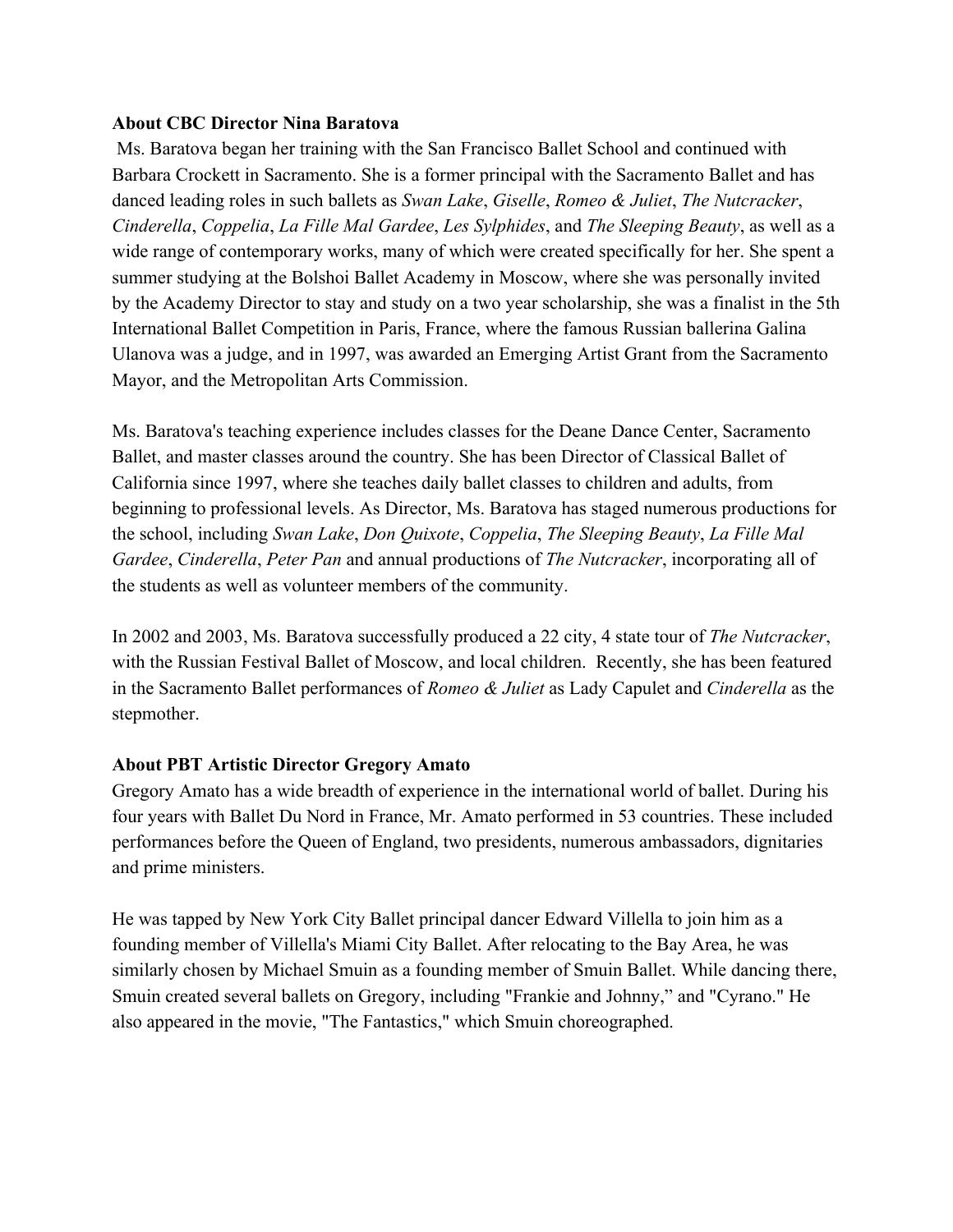**About CBC Director Nina Baratova**

Ms. Baratova began her training with the San Francisco Ballet School and continued with Barbara Crockett in Sacramento. She is a former principal with the Sacramento Ballet and has danced leading roles in such ballets as *Swan Lake*, *Giselle*, *Romeo & Juliet*, *The Nutcracker*, *Cinderella*, *Coppelia*, *La Fille Mal Gardee*, *Les Sylphides*, and *The Sleeping Beauty*, as well as a wide range of contemporary works, many of which were created specifically for her. She spent a summer studying at the Bolshoi Ballet Academy in Moscow, where she was personally invited by the Academy Director to stay and study on a two year scholarship, she was a finalist in the 5th International Ballet Competition in Paris, France, where the famous Russian ballerina Galina Ulanova was a judge, and in 1997, was awarded an Emerging Artist Grant from the Sacramento Mayor, and the Metropolitan Arts Commission.

Ms. Baratova's teaching experience includes classes for the Deane Dance Center, Sacramento Ballet, and master classes around the country. She has been Director of Classical Ballet of California since 1997, where she teaches daily ballet classes to children and adults, from beginning to professional levels. As Director, Ms. Baratova has staged numerous productions for the school, including *Swan Lake*, *Don Quixote*, *Coppelia*, *The Sleeping Beauty*, *La Fille Mal Gardee*, *Cinderella*, *Peter Pan* and annual productions of *The Nutcracker*, incorporating all of the students as well as volunteer members of the community.

In 2002 and 2003, Ms. Baratova successfully produced a 22 city, 4 state tour of *The Nutcracker*, with the Russian Festival Ballet of Moscow, and local children. Recently, she has been featured in the Sacramento Ballet performances of *Romeo & Juliet* as Lady Capulet and *Cinderella* as the stepmother.

**About PBT Artistic Director Gregory Amato**

Gregory Amato has a wide breadth of experience in the international world of ballet. During his four years with Ballet Du Nord in France, Mr. Amato performed in 53 countries. These included performances before the Queen of England, two presidents, numerous ambassadors, dignitaries and prime ministers.

He was tapped by New York City Ballet principal dancer Edward Villella to join him as a founding member of Villella's Miami City Ballet. After relocating to the Bay Area, he was similarly chosen by Michael Smuin as a founding member of Smuin Ballet. While dancing there, Smuin created several ballets on Gregory, including "Frankie and Johnny," and "Cyrano." He also appeared in the movie, "The Fantastics," which Smuin choreographed.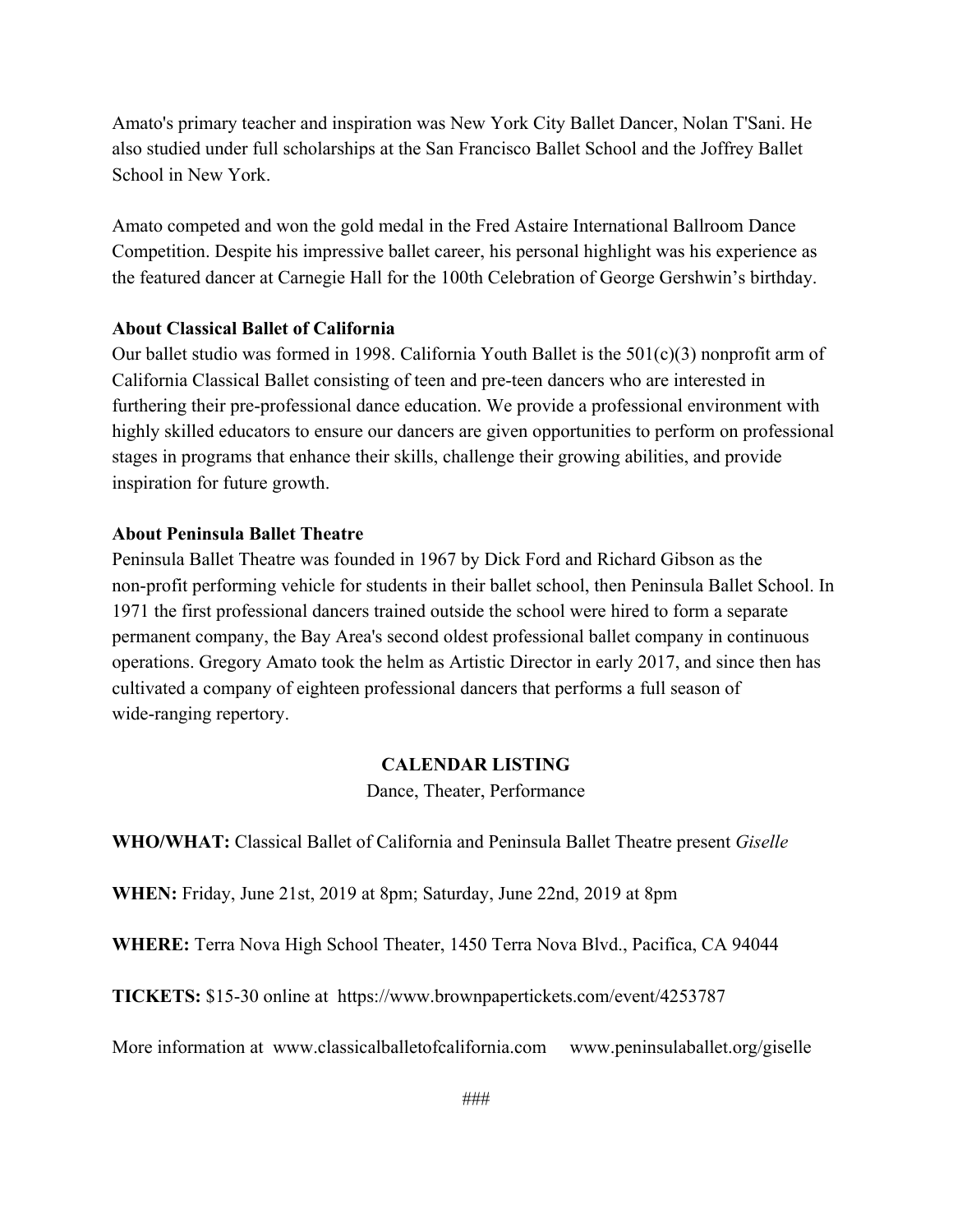Amato's primary teacher and inspiration was New York City Ballet Dancer, Nolan T'Sani. He also studied under full scholarships at the San Francisco Ballet School and the Joffrey Ballet School in New York.

Amato competed and won the gold medal in the Fred Astaire International Ballroom Dance Competition. Despite his impressive ballet career, his personal highlight was his experience as the featured dancer at Carnegie Hall for the 100th Celebration of George Gershwin's birthday.

**About Classical Ballet of California**

Our ballet studio was formed in 1998. California Youth Ballet is the 501(c)(3) nonprofit arm of California Classical Ballet consisting of teen and pre-teen dancers who are interested in furthering their pre-professional dance education. We provide a professional environment with highly skilled educators to ensure our dancers are given opportunities to perform on professional stages in programs that enhance their skills, challenge their growing abilities, and provide inspiration for future growth.

**About Peninsula Ballet Theatre**

Peninsula Ballet Theatre was founded in 1967 by Dick Ford and Richard Gibson as the non-profit performing vehicle for students in their ballet school, then Peninsula Ballet School. In 1971 the first professional dancers trained outside the school were hired to form a separate permanent company, the Bay Area's second oldest professional ballet company in continuous operations. Gregory Amato took the helm as Artistic Director in early 2017, and since then has cultivated a company of eighteen professional dancers that performs a full season of wide-ranging repertory.

**CALENDAR LISTING**

Dance, Theater, Performance

**WHO/WHAT:** Classical Ballet of California and Peninsula Ballet Theatre present *Giselle*

**WHEN:** Friday, June 21st, 2019 at 8pm; Saturday, June 22nd, 2019 at 8pm

**WHERE:** Terra Nova High School Theater, 1450 Terra Nova Blvd., Pacifica, CA 94044

**TICKETS:** $15-30 online at https://www.brownpapertickets.com/event/4253787

More information at www.classicalballetofcalifornia.com www.peninsulaballet.org/giselle

###